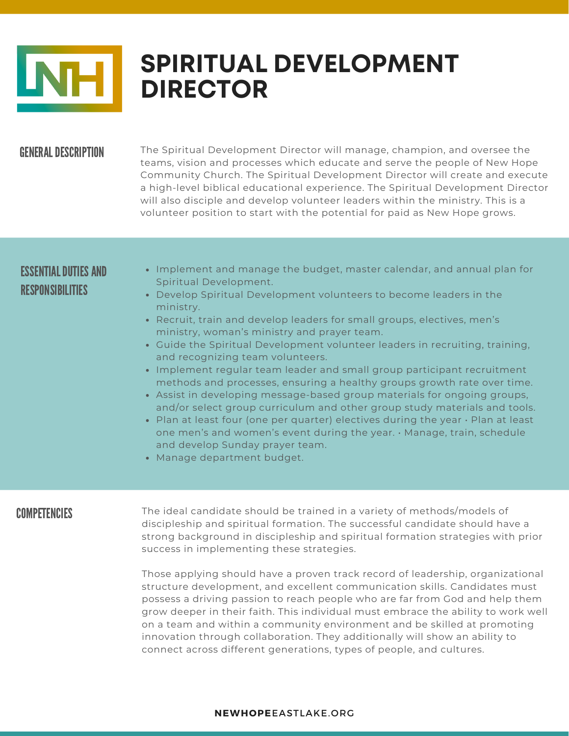# SPIRITUAL DEVELOPMENT DIRECTOR

## GENERAL DESCRIPTION

The Spiritual Development Director will manage, champion, and oversee the teams, vision and processes which educate and serve the people of New Hope Community Church. The Spiritual Development Director will create and execute a high-level biblical educational experience. The Spiritual Development Director will also disciple and develop volunteer leaders within the ministry. This is a volunteer position to start with the potential for paid as New Hope grows.

## ESSENTIAL DUTIES AND RESPONSIBILITIES

- Implement and manage the budget, master calendar, and annual plan for Spiritual Development.
- Develop Spiritual Development volunteers to become leaders in the ministry.
- Recruit, train and develop leaders for small groups, electives, men's ministry, woman's ministry and prayer team.
- Guide the Spiritual Development volunteer leaders in recruiting, training, and recognizing team volunteers.
- Implement regular team leader and small group participant recruitment methods and processes, ensuring a healthy groups growth rate over time.
- Assist in developing message-based group materials for ongoing groups, and/or select group curriculum and other group study materials and tools.
- Plan at least four (one per quarter) electives during the year • Plan at least one men's and women's event during the year. • Manage, train, schedule and develop Sunday prayer team.
- Manage department budget.

## COMPETENCIES

The ideal candidate should be trained in a variety of methods/models of discipleship and spiritual formation. The successful candidate should have a strong background in discipleship and spiritual formation strategies with prior success in implementing these strategies.

Those applying should have a proven track record of leadership, organizational structure development, and excellent communication skills. Candidates must possess a driving passion to reach people who are far from God and help them grow deeper in their faith. This individual must embrace the ability to work well on a team and within a community environment and be skilled at promoting innovation through collaboration. They additionally will show an ability to connect across different generations, types of people, and cultures.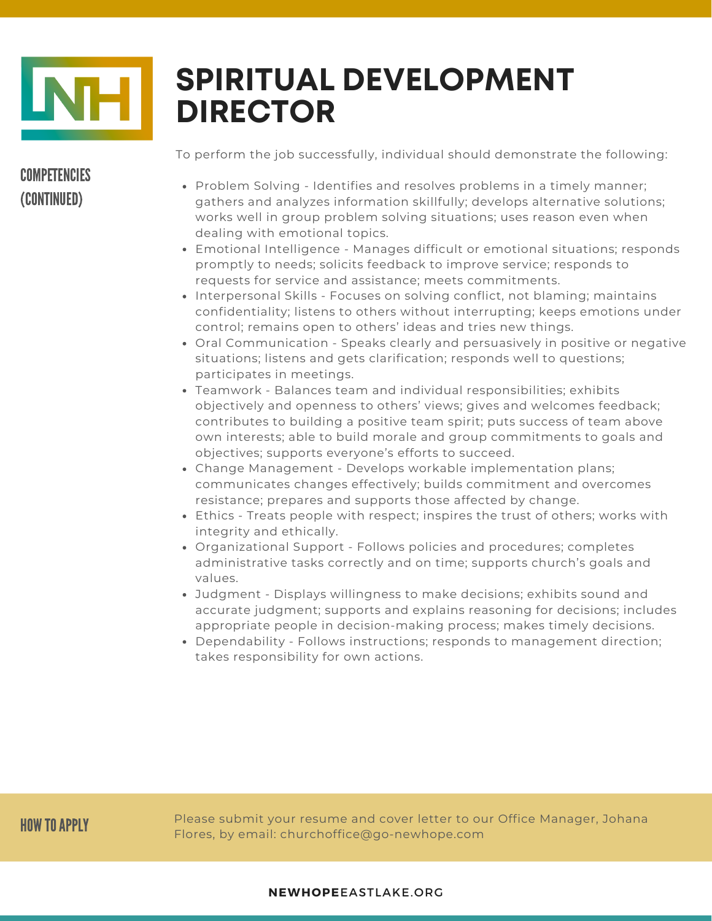# SPIRITUAL DEVELOPMENT DIRECTOR

## COMPETENCIES (CONTINUED)

To perform the job successfully, individual should demonstrate the following:

- Problem Solving - Identifies and resolves problems in a timely manner; gathers and analyzes information skillfully; develops alternative solutions; works well in group problem solving situations; uses reason even when dealing with emotional topics.
- Emotional Intelligence - Manages difficult or emotional situations; responds promptly to needs; solicits feedback to improve service; responds to requests for service and assistance; meets commitments.
- Interpersonal Skills - Focuses on solving conflict, not blaming; maintains confidentiality; listens to others without interrupting; keeps emotions under control; remains open to others' ideas and tries new things.
- Oral Communication - Speaks clearly and persuasively in positive or negative situations; listens and gets clarification; responds well to questions; participates in meetings.
- Teamwork - Balances team and individual responsibilities; exhibits objectively and openness to others' views; gives and welcomes feedback; contributes to building a positive team spirit; puts success of team above own interests; able to build morale and group commitments to goals and objectives; supports everyone's efforts to succeed.
- Change Management - Develops workable implementation plans; communicates changes effectively; builds commitment and overcomes resistance; prepares and supports those affected by change.
- Ethics - Treats people with respect; inspires the trust of others; works with integrity and ethically.
- Organizational Support - Follows policies and procedures; completes administrative tasks correctly and on time; supports church's goals and values.
- Judgment - Displays willingness to make decisions; exhibits sound and accurate judgment; supports and explains reasoning for decisions; includes appropriate people in decision-making process; makes timely decisions.
- Dependability - Follows instructions; responds to management direction; takes responsibility for own actions.

## HOW TO APPLY

Please submit your resume and cover letter to our Office Manager, Johana Flores, by email: churchoffice@go-newhope.com

NEWHOPEEASTLAKE.ORG